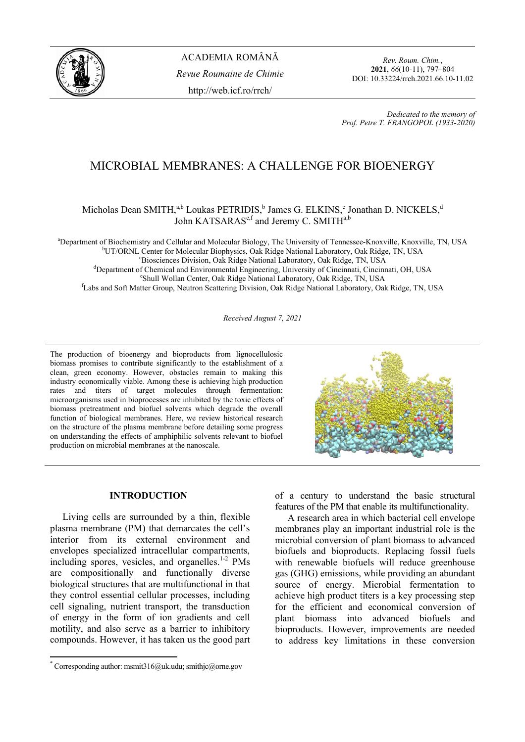ACADEMIA ROMÂNĂ

*Revue Roumaine de Chimie*

http://web.icf.ro/rrch/

*Rev. Roum. Chim.*, **2021**, *66*(10-11), 797–804
DOI: 10.33224/rrch.2021.66.10-11.02

*Dedicated to the memory of Prof. Petre T. FRANGOPOL (1933-2020)*

# MICROBIAL MEMBRANES: A CHALLENGE FOR BIOENERGY

Micholas Dean SMITH,[a,b] Loukas PETRIDIS,[b] James G. ELKINS,[c] Jonathan D. NICKELS,[d] John KATSARAS[e,f] and Jeremy C. SMITH[a,b]

[a]Department of Biochemistry and Cellular and Molecular Biology, The University of Tennessee-Knoxville, Knoxville, TN, USA
[b]UT/ORNL Center for Molecular Biophysics, Oak Ridge National Laboratory, Oak Ridge, TN, USA
[c]Biosciences Division, Oak Ridge National Laboratory, Oak Ridge, TN, USA
[d]Department of Chemical and Environmental Engineering, University of Cincinnati, Cincinnati, OH, USA
[e]Shull Wollan Center, Oak Ridge National Laboratory, Oak Ridge, TN, USA
[f]Labs and Soft Matter Group, Neutron Scattering Division, Oak Ridge National Laboratory, Oak Ridge, TN, USA

*Received August 7, 2021*

The production of bioenergy and bioproducts from lignocellulosic biomass promises to contribute significantly to the establishment of a clean, green economy. However, obstacles remain to making this industry economically viable. Among these is achieving high production rates and titers of target molecules through fermentation: microorganisms used in bioprocesses are inhibited by the toxic effects of biomass pretreatment and biofuel solvents which degrade the overall function of biological membranes. Here, we review historical research on the structure of the plasma membrane before detailing some progress on understanding the effects of amphiphilic solvents relevant to biofuel production on microbial membranes at the nanoscale.

## INTRODUCTION

Living cells are surrounded by a thin, flexible plasma membrane (PM) that demarcates the cell's interior from its external environment and envelopes specialized intracellular compartments, including spores, vesicles, and organelles.[1-2] PMs are compositionally and functionally diverse biological structures that are multifunctional in that they control essential cellular processes, including cell signaling, nutrient transport, the transduction of energy in the form of ion gradients and cell motility, and also serve as a barrier to inhibitory compounds. However, it has taken us the good part of a century to understand the basic structural features of the PM that enable its multifunctionality.

A research area in which bacterial cell envelope membranes play an important industrial role is the microbial conversion of plant biomass to advanced biofuels and bioproducts. Replacing fossil fuels with renewable biofuels will reduce greenhouse gas (GHG) emissions, while providing an abundant source of energy. Microbial fermentation to achieve high product titers is a key processing step for the efficient and economical conversion of plant biomass into advanced biofuels and bioproducts. However, improvements are needed to address key limitations in these conversion

* Corresponding author: msmit316@uk.udu; smithjc@ornе.gov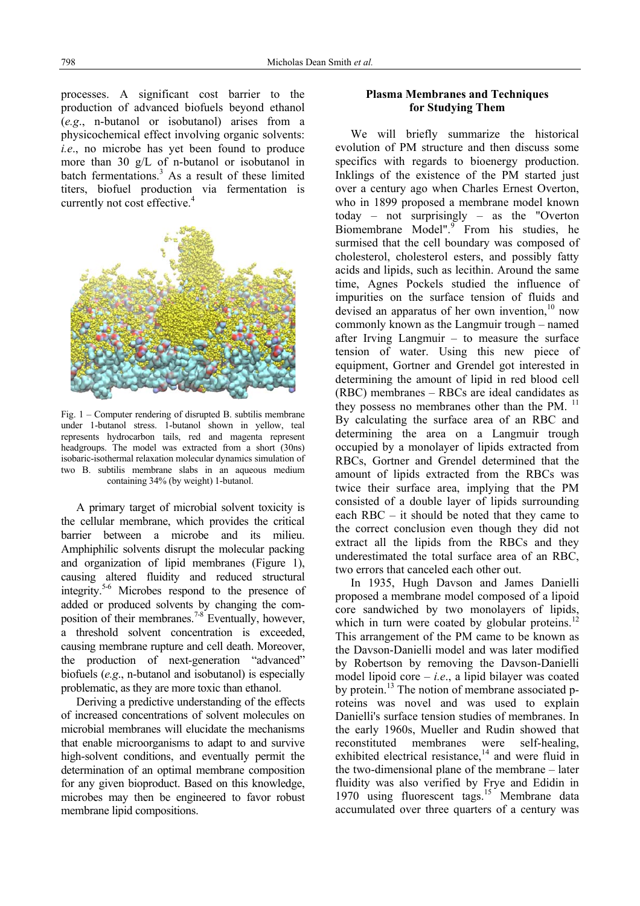processes. A significant cost barrier to the production of advanced biofuels beyond ethanol (*e.g.*, n-butanol or isobutanol) arises from a physicochemical effect involving organic solvents: *i.e*., no microbe has yet been found to produce more than 30 g/L of n-butanol or isobutanol in batch fermentations.[3] As a result of these limited titers, biofuel production via fermentation is currently not cost effective.[4]

Fig. 1 – Computer rendering of disrupted B. subtilis membrane under 1-butanol stress. 1-butanol shown in yellow, teal represents hydrocarbon tails, red and magenta represent headgroups. The model was extracted from a short (30ns) isobaric-isothermal relaxation molecular dynamics simulation of two B. subtilis membrane slabs in an aqueous medium containing 34% (by weight) 1-butanol.

A primary target of microbial solvent toxicity is the cellular membrane, which provides the critical barrier between a microbe and its milieu. Amphiphilic solvents disrupt the molecular packing and organization of lipid membranes (Figure 1), causing altered fluidity and reduced structural integrity.[5-6] Microbes respond to the presence of added or produced solvents by changing the composition of their membranes.[7-8] Eventually, however, a threshold solvent concentration is exceeded, causing membrane rupture and cell death. Moreover, the production of next-generation "advanced" biofuels (*e.g*., n-butanol and isobutanol) is especially problematic, as they are more toxic than ethanol.

Deriving a predictive understanding of the effects of increased concentrations of solvent molecules on microbial membranes will elucidate the mechanisms that enable microorganisms to adapt to and survive high-solvent conditions, and eventually permit the determination of an optimal membrane composition for any given bioproduct. Based on this knowledge, microbes may then be engineered to favor robust membrane lipid compositions.

## Plasma Membranes and Techniques for Studying Them

We will briefly summarize the historical evolution of PM structure and then discuss some specifics with regards to bioenergy production. Inklings of the existence of the PM started just over a century ago when Charles Ernest Overton, who in 1899 proposed a membrane model known today – not surprisingly – as the "Overton Biomembrane Model".[9] From his studies, he surmised that the cell boundary was composed of cholesterol, cholesterol esters, and possibly fatty acids and lipids, such as lecithin. Around the same time, Agnes Pockels studied the influence of impurities on the surface tension of fluids and devised an apparatus of her own invention,[10] now commonly known as the Langmuir trough – named after Irving Langmuir – to measure the surface tension of water. Using this new piece of equipment, Gortner and Grendel got interested in determining the amount of lipid in red blood cell (RBC) membranes – RBCs are ideal candidates as they possess no membranes other than the PM.[11] By calculating the surface area of an RBC and determining the area on a Langmuir trough occupied by a monolayer of lipids extracted from RBCs, Gortner and Grendel determined that the amount of lipids extracted from the RBCs was twice their surface area, implying that the PM consisted of a double layer of lipids surrounding each RBC – it should be noted that they came to the correct conclusion even though they did not extract all the lipids from the RBCs and they underestimated the total surface area of an RBC, two errors that canceled each other out.

In 1935, Hugh Davson and James Danielli proposed a membrane model composed of a lipoid core sandwiched by two monolayers of lipids, which in turn were coated by globular proteins.[12] This arrangement of the PM came to be known as the Davson-Danielli model and was later modified by Robertson by removing the Davson-Danielli model lipoid core – *i.e*., a lipid bilayer was coated by protein.[13] The notion of membrane associated proteins was novel and was used to explain Danielli's surface tension studies of membranes. In the early 1960s, Mueller and Rudin showed that reconstituted membranes were self-healing, exhibited electrical resistance,[14] and were fluid in the two-dimensional plane of the membrane – later fluidity was also verified by Frye and Edidin in 1970 using fluorescent tags.[15] Membrane data accumulated over three quarters of a century was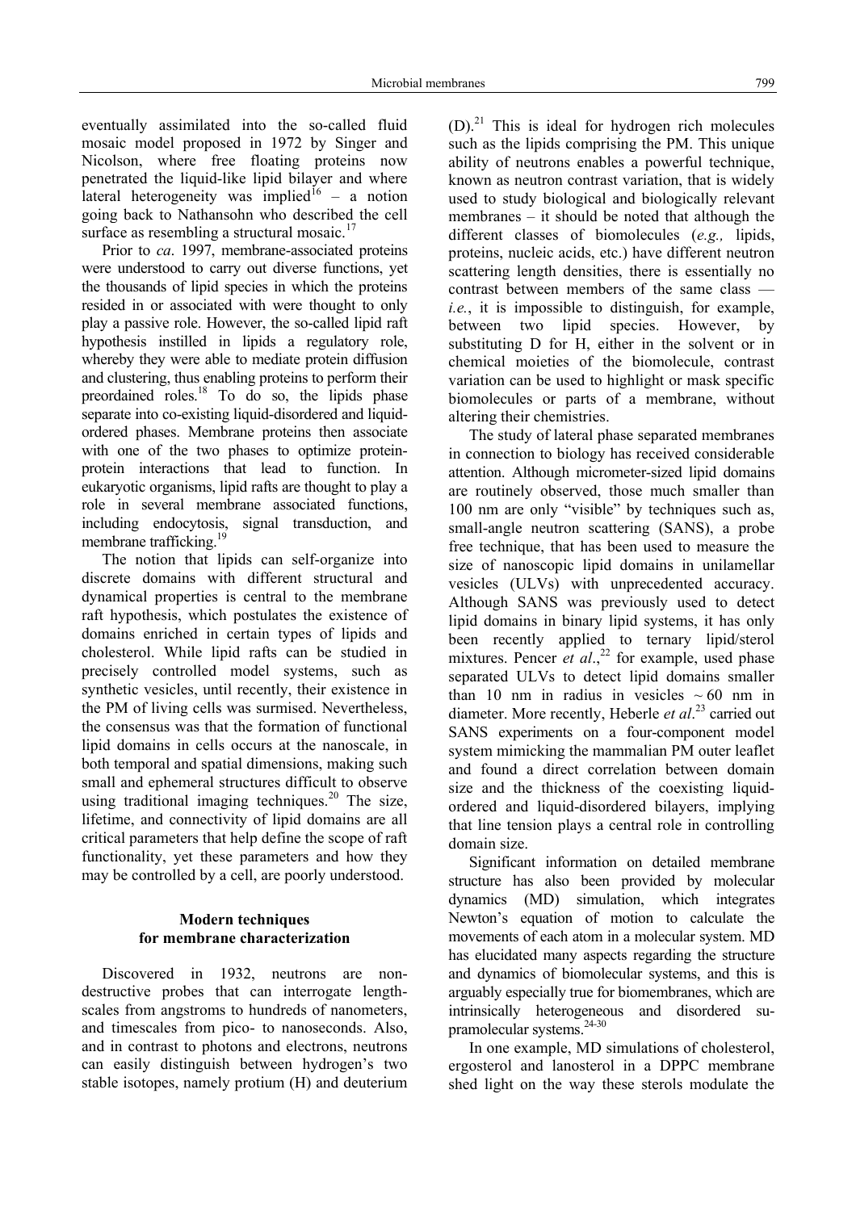eventually assimilated into the so-called fluid mosaic model proposed in 1972 by Singer and Nicolson, where free floating proteins now penetrated the liquid-like lipid bilayer and where lateral heterogeneity was implied[16] – a notion going back to Nathansohn who described the cell surface as resembling a structural mosaic.[17]

Prior to *ca*. 1997, membrane-associated proteins were understood to carry out diverse functions, yet the thousands of lipid species in which the proteins resided in or associated with were thought to only play a passive role. However, the so-called lipid raft hypothesis instilled in lipids a regulatory role, whereby they were able to mediate protein diffusion and clustering, thus enabling proteins to perform their preordained roles.[18] To do so, the lipids phase separate into co-existing liquid-disordered and liquid-ordered phases. Membrane proteins then associate with one of the two phases to optimize protein-protein interactions that lead to function. In eukaryotic organisms, lipid rafts are thought to play a role in several membrane associated functions, including endocytosis, signal transduction, and membrane trafficking.[19]

The notion that lipids can self-organize into discrete domains with different structural and dynamical properties is central to the membrane raft hypothesis, which postulates the existence of domains enriched in certain types of lipids and cholesterol. While lipid rafts can be studied in precisely controlled model systems, such as synthetic vesicles, until recently, their existence in the PM of living cells was surmised. Nevertheless, the consensus was that the formation of functional lipid domains in cells occurs at the nanoscale, in both temporal and spatial dimensions, making such small and ephemeral structures difficult to observe using traditional imaging techniques.[20] The size, lifetime, and connectivity of lipid domains are all critical parameters that help define the scope of raft functionality, yet these parameters and how they may be controlled by a cell, are poorly understood.

## Modern techniques for membrane characterization

Discovered in 1932, neutrons are non-destructive probes that can interrogate length-scales from angstroms to hundreds of nanometers, and timescales from pico- to nanoseconds. Also, and in contrast to photons and electrons, neutrons can easily distinguish between hydrogen's two stable isotopes, namely protium (H) and deuterium (D).[21] This is ideal for hydrogen rich molecules such as the lipids comprising the PM. This unique ability of neutrons enables a powerful technique, known as neutron contrast variation, that is widely used to study biological and biologically relevant membranes – it should be noted that although the different classes of biomolecules (*e.g.,* lipids, proteins, nucleic acids, etc.) have different neutron scattering length densities, there is essentially no contrast between members of the same class — *i.e.*, it is impossible to distinguish, for example, between two lipid species. However, by substituting D for H, either in the solvent or in chemical moieties of the biomolecule, contrast variation can be used to highlight or mask specific biomolecules or parts of a membrane, without altering their chemistries.

The study of lateral phase separated membranes in connection to biology has received considerable attention. Although micrometer-sized lipid domains are routinely observed, those much smaller than 100 nm are only "visible" by techniques such as, small-angle neutron scattering (SANS), a probe free technique, that has been used to measure the size of nanoscopic lipid domains in unilamellar vesicles (ULVs) with unprecedented accuracy. Although SANS was previously used to detect lipid domains in binary lipid systems, it has only been recently applied to ternary lipid/sterol mixtures. Pencer *et al*.,[22] for example, used phase separated ULVs to detect lipid domains smaller than 10 nm in radius in vesicles ~ 60 nm in diameter. More recently, Heberle *et al*.[23] carried out SANS experiments on a four-component model system mimicking the mammalian PM outer leaflet and found a direct correlation between domain size and the thickness of the coexisting liquid-ordered and liquid-disordered bilayers, implying that line tension plays a central role in controlling domain size.

Significant information on detailed membrane structure has also been provided by molecular dynamics (MD) simulation, which integrates Newton's equation of motion to calculate the movements of each atom in a molecular system. MD has elucidated many aspects regarding the structure and dynamics of biomolecular systems, and this is arguably especially true for biomembranes, which are intrinsically heterogeneous and disordered supramolecular systems.[24-30]

In one example, MD simulations of cholesterol, ergosterol and lanosterol in a DPPC membrane shed light on the way these sterols modulate the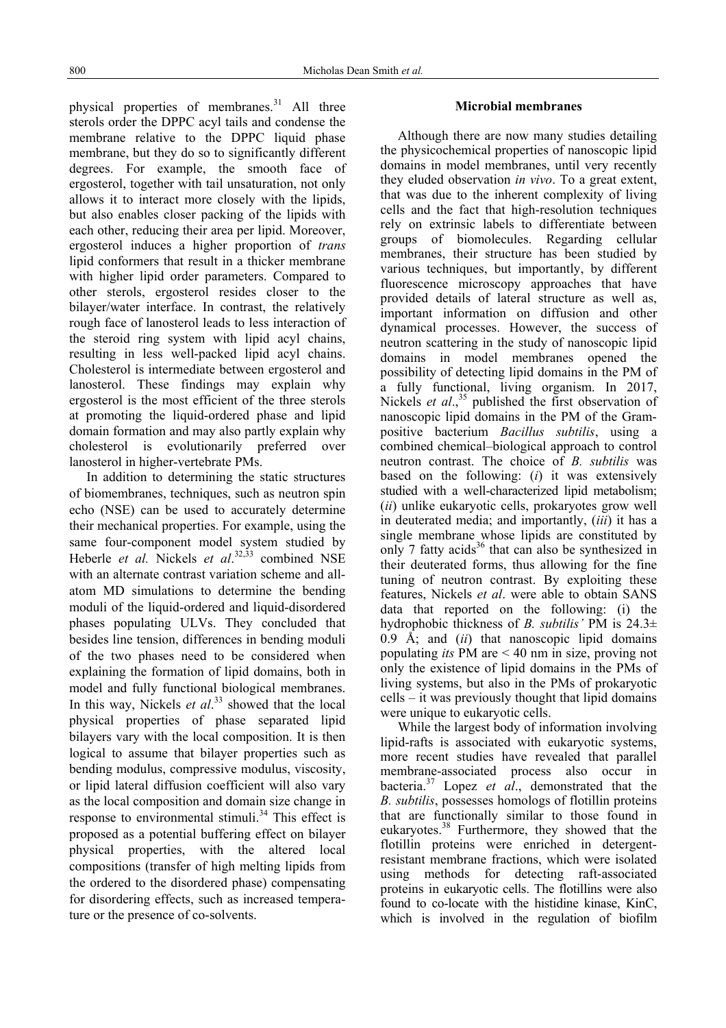physical properties of membranes.[31] All three sterols order the DPPC acyl tails and condense the membrane relative to the DPPC liquid phase membrane, but they do so to significantly different degrees. For example, the smooth face of ergosterol, together with tail unsaturation, not only allows it to interact more closely with the lipids, but also enables closer packing of the lipids with each other, reducing their area per lipid. Moreover, ergosterol induces a higher proportion of *trans* lipid conformers that result in a thicker membrane with higher lipid order parameters. Compared to other sterols, ergosterol resides closer to the bilayer/water interface. In contrast, the relatively rough face of lanosterol leads to less interaction of the steroid ring system with lipid acyl chains, resulting in less well-packed lipid acyl chains. Cholesterol is intermediate between ergosterol and lanosterol. These findings may explain why ergosterol is the most efficient of the three sterols at promoting the liquid-ordered phase and lipid domain formation and may also partly explain why cholesterol is evolutionarily preferred over lanosterol in higher-vertebrate PMs.

In addition to determining the static structures of biomembranes, techniques, such as neutron spin echo (NSE) can be used to accurately determine their mechanical properties. For example, using the same four-component model system studied by Heberle *et al.* Nickels *et al*.[32,33] combined NSE with an alternate contrast variation scheme and all-atom MD simulations to determine the bending moduli of the liquid-ordered and liquid-disordered phases populating ULVs. They concluded that besides line tension, differences in bending moduli of the two phases need to be considered when explaining the formation of lipid domains, both in model and fully functional biological membranes. In this way, Nickels *et al*.[33] showed that the local physical properties of phase separated lipid bilayers vary with the local composition. It is then logical to assume that bilayer properties such as bending modulus, compressive modulus, viscosity, or lipid lateral diffusion coefficient will also vary as the local composition and domain size change in response to environmental stimuli.[34] This effect is proposed as a potential buffering effect on bilayer physical properties, with the altered local compositions (transfer of high melting lipids from the ordered to the disordered phase) compensating for disordering effects, such as increased temperature or the presence of co-solvents.

## Microbial membranes

Although there are now many studies detailing the physicochemical properties of nanoscopic lipid domains in model membranes, until very recently they eluded observation *in vivo*. To a great extent, that was due to the inherent complexity of living cells and the fact that high-resolution techniques rely on extrinsic labels to differentiate between groups of biomolecules. Regarding cellular membranes, their structure has been studied by various techniques, but importantly, by different fluorescence microscopy approaches that have provided details of lateral structure as well as, important information on diffusion and other dynamical processes. However, the success of neutron scattering in the study of nanoscopic lipid domains in model membranes opened the possibility of detecting lipid domains in the PM of a fully functional, living organism. In 2017, Nickels *et al*.,[35] published the first observation of nanoscopic lipid domains in the PM of the Gram-positive bacterium *Bacillus subtilis*, using a combined chemical–biological approach to control neutron contrast. The choice of *B. subtilis* was based on the following: (*i*) it was extensively studied with a well-characterized lipid metabolism; (*ii*) unlike eukaryotic cells, prokaryotes grow well in deuterated media; and importantly, (*iii*) it has a single membrane whose lipids are constituted by only 7 fatty acids[36] that can also be synthesized in their deuterated forms, thus allowing for the fine tuning of neutron contrast. By exploiting these features, Nickels *et al*. were able to obtain SANS data that reported on the following: (i) the hydrophobic thickness of *B. subtilis'* PM is 24.3± 0.9 Å; and (*ii*) that nanoscopic lipid domains populating *its* PM are < 40 nm in size, proving not only the existence of lipid domains in the PMs of living systems, but also in the PMs of prokaryotic cells – it was previously thought that lipid domains were unique to eukaryotic cells.

While the largest body of information involving lipid-rafts is associated with eukaryotic systems, more recent studies have revealed that parallel membrane-associated process also occur in bacteria.[37] Lopez *et al*., demonstrated that the *B. subtilis*, possesses homologs of flotillin proteins that are functionally similar to those found in eukaryotes.[38] Furthermore, they showed that the flotillin proteins were enriched in detergent-resistant membrane fractions, which were isolated using methods for detecting raft-associated proteins in eukaryotic cells. The flotillins were also found to co-locate with the histidine kinase, KinC, which is involved in the regulation of biofilm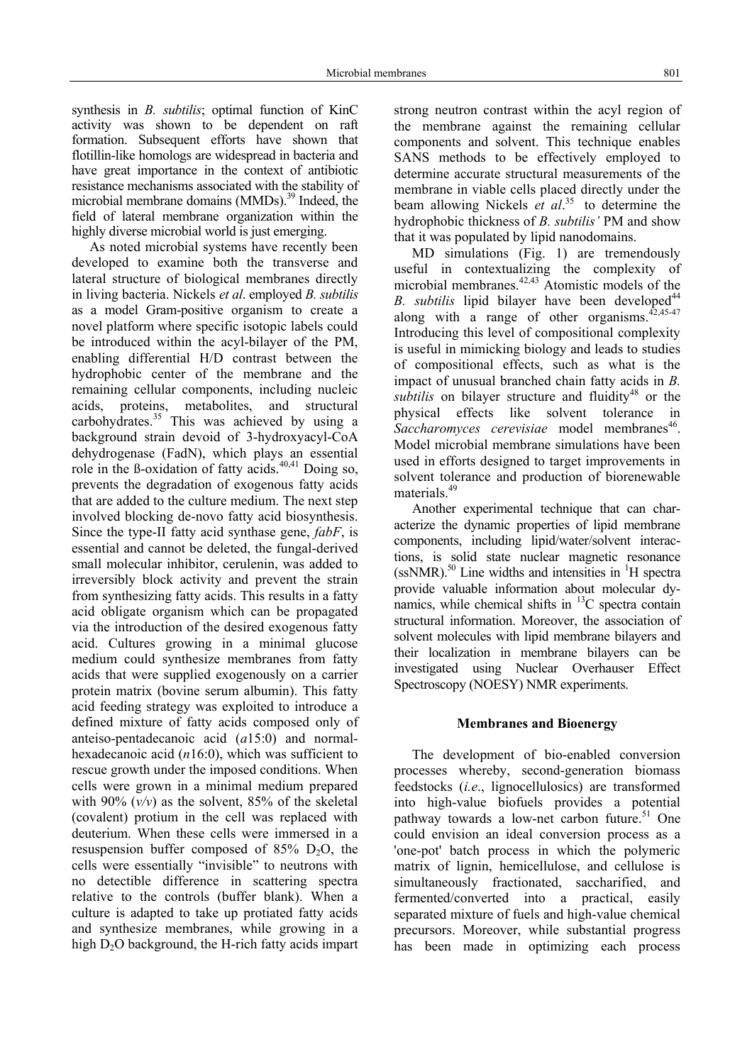synthesis in *B. subtilis*; optimal function of KinC activity was shown to be dependent on raft formation. Subsequent efforts have shown that flotillin-like homologs are widespread in bacteria and have great importance in the context of antibiotic resistance mechanisms associated with the stability of microbial membrane domains (MMDs).[39] Indeed, the field of lateral membrane organization within the highly diverse microbial world is just emerging.

As noted microbial systems have recently been developed to examine both the transverse and lateral structure of biological membranes directly in living bacteria. Nickels *et al*. employed *B. subtilis* as a model Gram-positive organism to create a novel platform where specific isotopic labels could be introduced within the acyl-bilayer of the PM, enabling differential H/D contrast between the hydrophobic center of the membrane and the remaining cellular components, including nucleic acids, proteins, metabolites, and structural carbohydrates.[35] This was achieved by using a background strain devoid of 3-hydroxyacyl-CoA dehydrogenase (FadN), which plays an essential role in the ß-oxidation of fatty acids.[40,41] Doing so, prevents the degradation of exogenous fatty acids that are added to the culture medium. The next step involved blocking de-novo fatty acid biosynthesis. Since the type-II fatty acid synthase gene, *fabF*, is essential and cannot be deleted, the fungal-derived small molecular inhibitor, cerulenin, was added to irreversibly block activity and prevent the strain from synthesizing fatty acids. This results in a fatty acid obligate organism which can be propagated via the introduction of the desired exogenous fatty acid. Cultures growing in a minimal glucose medium could synthesize membranes from fatty acids that were supplied exogenously on a carrier protein matrix (bovine serum albumin). This fatty acid feeding strategy was exploited to introduce a defined mixture of fatty acids composed only of anteiso-pentadecanoic acid (*a*15:0) and normal-hexadecanoic acid (*n*16:0), which was sufficient to rescue growth under the imposed conditions. When cells were grown in a minimal medium prepared with 90% (*v/v*) as the solvent, 85% of the skeletal (covalent) protium in the cell was replaced with deuterium. When these cells were immersed in a resuspension buffer composed of 85% $D_2O$, the cells were essentially "invisible" to neutrons with no detectible difference in scattering spectra relative to the controls (buffer blank). When a culture is adapted to take up protiated fatty acids and synthesize membranes, while growing in a high $D_2O$ background, the H-rich fatty acids impart strong neutron contrast within the acyl region of the membrane against the remaining cellular components and solvent. This technique enables SANS methods to be effectively employed to determine accurate structural measurements of the membrane in viable cells placed directly under the beam allowing Nickels *et al*.[35] to determine the hydrophobic thickness of *B. subtilis'* PM and show that it was populated by lipid nanodomains.

MD simulations (Fig. 1) are tremendously useful in contextualizing the complexity of microbial membranes.[42,43] Atomistic models of the *B. subtilis* lipid bilayer have been developed[44] along with a range of other organisms.[42,45-47] Introducing this level of compositional complexity is useful in mimicking biology and leads to studies of compositional effects, such as what is the impact of unusual branched chain fatty acids in *B. subtilis* on bilayer structure and fluidity[48] or the physical effects like solvent tolerance in *Saccharomyces cerevisiae* model membranes[46]. Model microbial membrane simulations have been used in efforts designed to target improvements in solvent tolerance and production of biorenewable materials.[49]

Another experimental technique that can characterize the dynamic properties of lipid membrane components, including lipid/water/solvent interactions, is solid state nuclear magnetic resonance (ssNMR).[50] Line widths and intensities in $^1$H spectra provide valuable information about molecular dynamics, while chemical shifts in $^{13}$C spectra contain structural information. Moreover, the association of solvent molecules with lipid membrane bilayers and their localization in membrane bilayers can be investigated using Nuclear Overhauser Effect Spectroscopy (NOESY) NMR experiments.

## Membranes and Bioenergy

The development of bio-enabled conversion processes whereby, second-generation biomass feedstocks (*i.e*., lignocellulosics) are transformed into high-value biofuels provides a potential pathway towards a low-net carbon future.[51] One could envision an ideal conversion process as a 'one-pot' batch process in which the polymeric matrix of lignin, hemicellulose, and cellulose is simultaneously fractionated, saccharified, and fermented/converted into a practical, easily separated mixture of fuels and high-value chemical precursors. Moreover, while substantial progress has been made in optimizing each process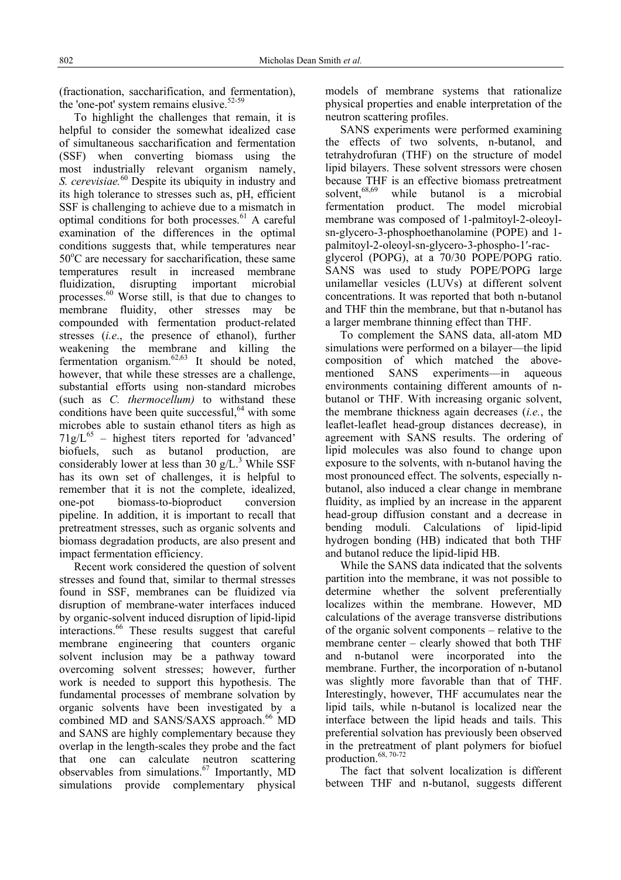(fractionation, saccharification, and fermentation), the 'one-pot' system remains elusive.[52-59]

To highlight the challenges that remain, it is helpful to consider the somewhat idealized case of simultaneous saccharification and fermentation (SSF) when converting biomass using the most industrially relevant organism namely, *S. cerevisiae.*[60] Despite its ubiquity in industry and its high tolerance to stresses such as, pH, efficient SSF is challenging to achieve due to a mismatch in optimal conditions for both processes.[61] A careful examination of the differences in the optimal conditions suggests that, while temperatures near 50°C are necessary for saccharification, these same temperatures result in increased membrane fluidization, disrupting important microbial processes.[60] Worse still, is that due to changes to membrane fluidity, other stresses may be compounded with fermentation product-related stresses (*i.e.*, the presence of ethanol), further weakening the membrane and killing the fermentation organism.[62,63] It should be noted, however, that while these stresses are a challenge, substantial efforts using non-standard microbes (such as *C. thermocellum)* to withstand these conditions have been quite successful,[64] with some microbes able to sustain ethanol titers as high as 71g/L[65] – highest titers reported for 'advanced' biofuels, such as butanol production, are considerably lower at less than 30 g/L.[3] While SSF has its own set of challenges, it is helpful to remember that it is not the complete, idealized, one-pot biomass-to-bioproduct conversion pipeline. In addition, it is important to recall that pretreatment stresses, such as organic solvents and biomass degradation products, are also present and impact fermentation efficiency.

Recent work considered the question of solvent stresses and found that, similar to thermal stresses found in SSF, membranes can be fluidized via disruption of membrane-water interfaces induced by organic-solvent induced disruption of lipid-lipid interactions.[66] These results suggest that careful membrane engineering that counters organic solvent inclusion may be a pathway toward overcoming solvent stresses; however, further work is needed to support this hypothesis. The fundamental processes of membrane solvation by organic solvents have been investigated by a combined MD and SANS/SAXS approach.[66] MD and SANS are highly complementary because they overlap in the length-scales they probe and the fact that one can calculate neutron scattering observables from simulations.[67] Importantly, MD simulations provide complementary physical models of membrane systems that rationalize physical properties and enable interpretation of the neutron scattering profiles.

SANS experiments were performed examining the effects of two solvents, n-butanol, and tetrahydrofuran (THF) on the structure of model lipid bilayers. These solvent stressors were chosen because THF is an effective biomass pretreatment solvent,[68,69] while butanol is a microbial fermentation product. The model microbial membrane was composed of 1-palmitoyl-2-oleoyl-sn-glycero-3-phosphoethanolamine (POPE) and 1-palmitoyl-2-oleoyl-sn-glycero-3-phospho-1′-rac-glycerol (POPG), at a 70/30 POPE/POPG ratio. SANS was used to study POPE/POPG large unilamellar vesicles (LUVs) at different solvent concentrations. It was reported that both n-butanol and THF thin the membrane, but that n-butanol has a larger membrane thinning effect than THF.

To complement the SANS data, all-atom MD simulations were performed on a bilayer—the lipid composition of which matched the above-mentioned SANS experiments—in aqueous environments containing different amounts of n-butanol or THF. With increasing organic solvent, the membrane thickness again decreases (*i.e.*, the leaflet-leaflet head-group distances decrease), in agreement with SANS results. The ordering of lipid molecules was also found to change upon exposure to the solvents, with n-butanol having the most pronounced effect. The solvents, especially n-butanol, also induced a clear change in membrane fluidity, as implied by an increase in the apparent head-group diffusion constant and a decrease in bending moduli. Calculations of lipid-lipid hydrogen bonding (HB) indicated that both THF and butanol reduce the lipid-lipid HB.

While the SANS data indicated that the solvents partition into the membrane, it was not possible to determine whether the solvent preferentially localizes within the membrane. However, MD calculations of the average transverse distributions of the organic solvent components – relative to the membrane center – clearly showed that both THF and n-butanol were incorporated into the membrane. Further, the incorporation of n-butanol was slightly more favorable than that of THF. Interestingly, however, THF accumulates near the lipid tails, while n-butanol is localized near the interface between the lipid heads and tails. This preferential solvation has previously been observed in the pretreatment of plant polymers for biofuel production.[68, 70-72]

The fact that solvent localization is different between THF and n-butanol, suggests different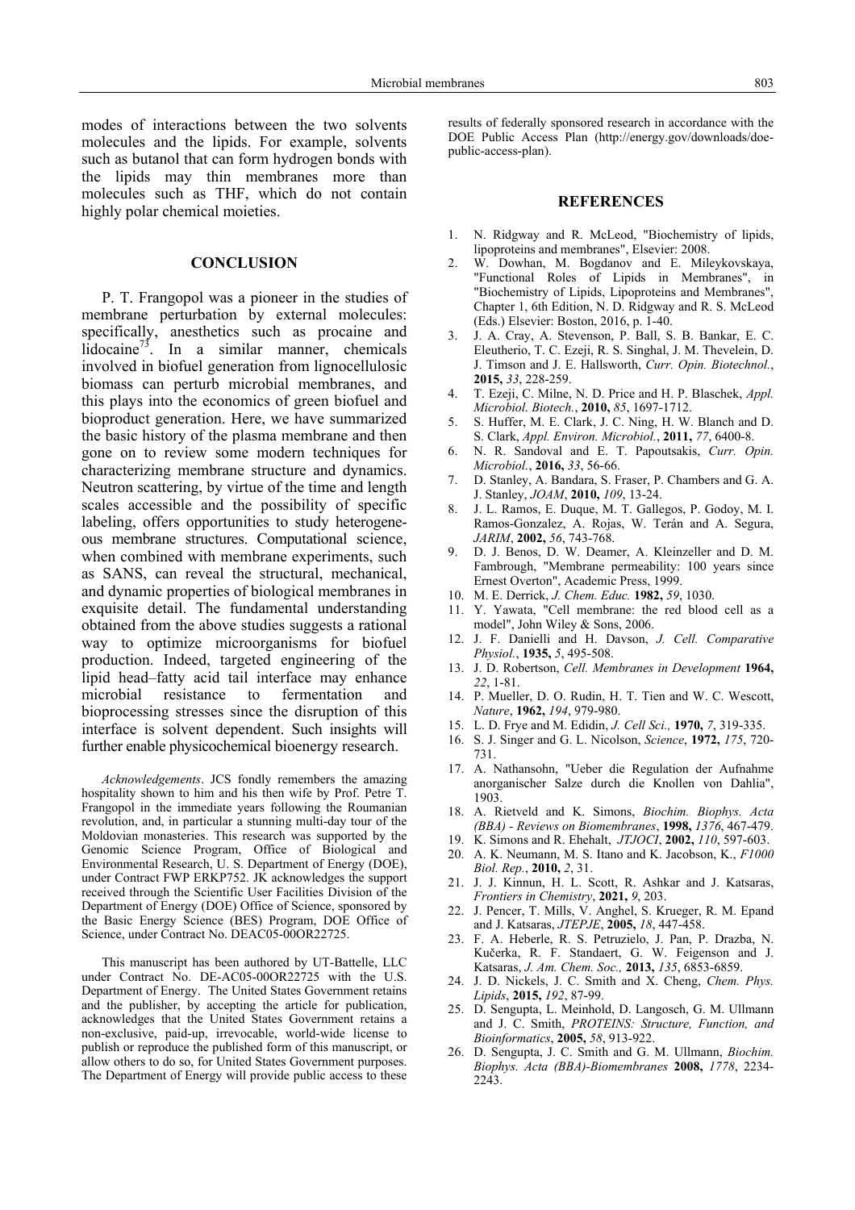modes of interactions between the two solvents molecules and the lipids. For example, solvents such as butanol that can form hydrogen bonds with the lipids may thin membranes more than molecules such as THF, which do not contain highly polar chemical moieties.

## CONCLUSION

P. T. Frangopol was a pioneer in the studies of membrane perturbation by external molecules: specifically, anesthetics such as procaine and lidocaine[73]. In a similar manner, chemicals involved in biofuel generation from lignocellulosic biomass can perturb microbial membranes, and this plays into the economics of green biofuel and bioproduct generation. Here, we have summarized the basic history of the plasma membrane and then gone on to review some modern techniques for characterizing membrane structure and dynamics. Neutron scattering, by virtue of the time and length scales accessible and the possibility of specific labeling, offers opportunities to study heterogeneous membrane structures. Computational science, when combined with membrane experiments, such as SANS, can reveal the structural, mechanical, and dynamic properties of biological membranes in exquisite detail. The fundamental understanding obtained from the above studies suggests a rational way to optimize microorganisms for biofuel production. Indeed, targeted engineering of the lipid head–fatty acid tail interface may enhance microbial resistance to fermentation and bioprocessing stresses since the disruption of this interface is solvent dependent. Such insights will further enable physicochemical bioenergy research.

*Acknowledgements*. JCS fondly remembers the amazing hospitality shown to him and his then wife by Prof. Petre T. Frangopol in the immediate years following the Roumanian revolution, and, in particular a stunning multi-day tour of the Moldovian monasteries. This research was supported by the Genomic Science Program, Office of Biological and Environmental Research, U. S. Department of Energy (DOE), under Contract FWP ERKP752. JK acknowledges the support received through the Scientific User Facilities Division of the Department of Energy (DOE) Office of Science, sponsored by the Basic Energy Science (BES) Program, DOE Office of Science, under Contract No. DEAC05-00OR22725.

This manuscript has been authored by UT-Battelle, LLC under Contract No. DE-AC05-00OR22725 with the U.S. Department of Energy. The United States Government retains and the publisher, by accepting the article for publication, acknowledges that the United States Government retains a non-exclusive, paid-up, irrevocable, world-wide license to publish or reproduce the published form of this manuscript, or allow others to do so, for United States Government purposes. The Department of Energy will provide public access to these results of federally sponsored research in accordance with the DOE Public Access Plan (http://energy.gov/downloads/doe-public-access-plan).

## REFERENCES

1. N. Ridgway and R. McLeod, "Biochemistry of lipids, lipoproteins and membranes", Elsevier: 2008.
2. W. Dowhan, M. Bogdanov and E. Mileykovskaya, "Functional Roles of Lipids in Membranes", in "Biochemistry of Lipids, Lipoproteins and Membranes", Chapter 1, 6th Edition, N. D. Ridgway and R. S. McLeod (Eds.) Elsevier: Boston, 2016, p. 1-40.
3. J. A. Cray, A. Stevenson, P. Ball, S. B. Bankar, E. C. Eleutherio, T. C. Ezeji, R. S. Singhal, J. M. Thevelein, D. J. Timson and J. E. Hallsworth, *Curr. Opin. Biotechnol.*, **2015,** *33*, 228-259.
4. T. Ezeji, C. Milne, N. D. Price and H. P. Blaschek, *Appl. Microbiol. Biotech.*, **2010,** *85*, 1697-1712.
5. S. Huffer, M. E. Clark, J. C. Ning, H. W. Blanch and D. S. Clark, *Appl. Environ. Microbiol.*, **2011,** *77*, 6400-8.
6. N. R. Sandoval and E. T. Papoutsakis, *Curr. Opin. Microbiol.*, **2016,** *33*, 56-66.
7. D. Stanley, A. Bandara, S. Fraser, P. Chambers and G. A. J. Stanley, *JOAM*, **2010,** *109*, 13-24.
8. J. L. Ramos, E. Duque, M. T. Gallegos, P. Godoy, M. I. Ramos-Gonzalez, A. Rojas, W. Terán and A. Segura, *JARIM*, **2002,** *56*, 743-768.
9. D. J. Benos, D. W. Deamer, A. Kleinzeller and D. M. Fambrough, "Membrane permeability: 100 years since Ernest Overton", Academic Press, 1999.
10. M. E. Derrick, *J. Chem. Educ.* **1982,** *59*, 1030.
11. Y. Yawata, "Cell membrane: the red blood cell as a model", John Wiley & Sons, 2006.
12. J. F. Danielli and H. Davson, *J. Cell. Comparative Physiol.*, **1935,** *5*, 495-508.
13. J. D. Robertson, *Cell. Membranes in Development* **1964,** *22*, 1-81.
14. P. Mueller, D. O. Rudin, H. T. Tien and W. C. Wescott, *Nature*, **1962,** *194*, 979-980.
15. L. D. Frye and M. Edidin, *J. Cell Sci.,* **1970,** *7*, 319-335.
16. S. J. Singer and G. L. Nicolson, *Science*, **1972,** *175*, 720-731.
17. A. Nathansohn, "Ueber die Regulation der Aufnahme anorganischer Salze durch die Knollen von Dahlia", 1903.
18. A. Rietveld and K. Simons, *Biochim. Biophys. Acta (BBA) - Reviews on Biomembranes*, **1998,** *1376*, 467-479.
19. K. Simons and R. Ehehalt, *JTJOCI*, **2002,** *110*, 597-603.
20. A. K. Neumann, M. S. Itano and K. Jacobson, K., *F1000 Biol. Rep.*, **2010,** *2*, 31.
21. J. J. Kinnun, H. L. Scott, R. Ashkar and J. Katsaras, *Frontiers in Chemistry*, **2021,** *9*, 203.
22. J. Pencer, T. Mills, V. Anghel, S. Krueger, R. M. Epand and J. Katsaras, *JTEPJE*, **2005,** *18*, 447-458.
23. F. A. Heberle, R. S. Petruzielo, J. Pan, P. Drazba, N. Kučerka, R. F. Standaert, G. W. Feigenson and J. Katsaras, *J. Am. Chem. Soc.,* **2013,** *135*, 6853-6859.
24. J. D. Nickels, J. C. Smith and X. Cheng, *Chem. Phys. Lipids*, **2015,** *192*, 87-99.
25. D. Sengupta, L. Meinhold, D. Langosch, G. M. Ullmann and J. C. Smith, *PROTEINS: Structure, Function, and Bioinformatics*, **2005,** *58*, 913-922.
26. D. Sengupta, J. C. Smith and G. M. Ullmann, *Biochim. Biophys. Acta (BBA)-Biomembranes* **2008,** *1778*, 2234-2243.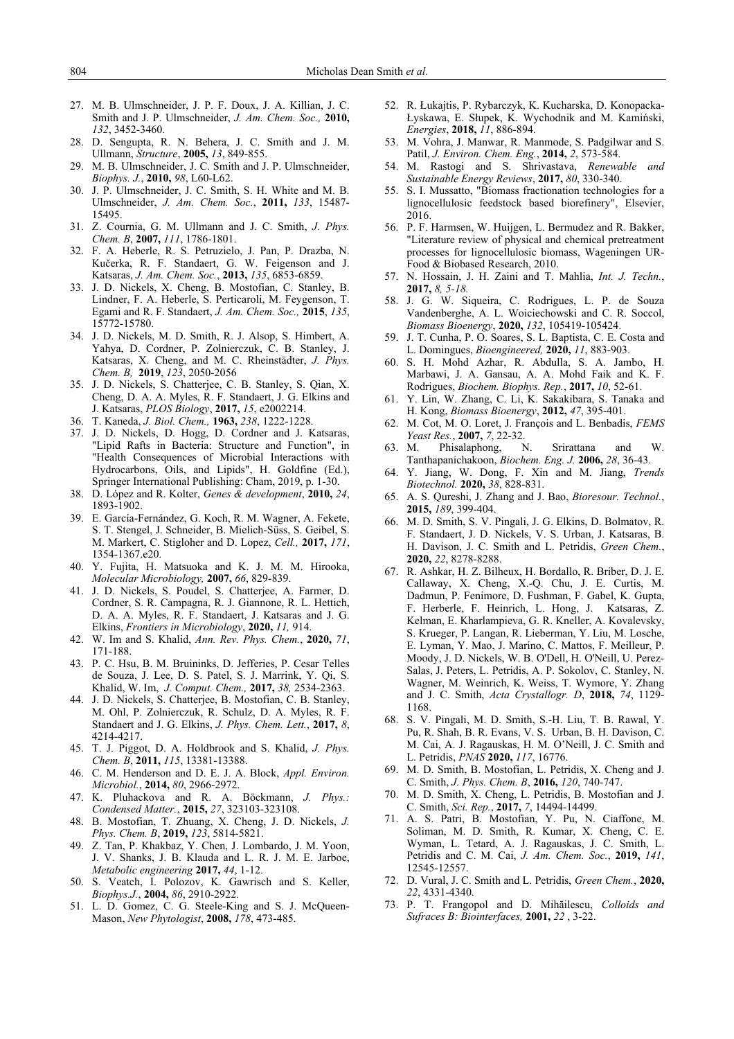27. M. B. Ulmschneider, J. P. F. Doux, J. A. Killian, J. C. Smith and J. P. Ulmschneider, *J. Am. Chem. Soc.,* **2010,** *132*, 3452-3460.
28. D. Sengupta, R. N. Behera, J. C. Smith and J. M. Ullmann, *Structure*, **2005,** *13*, 849-855.
29. M. B. Ulmschneider, J. C. Smith and J. P. Ulmschneider, *Biophys. J.*, **2010,** *98*, L60-L62.
30. J. P. Ulmschneider, J. C. Smith, S. H. White and M. B. Ulmschneider, *J. Am. Chem. Soc.*, **2011,** *133*, 15487-15495.
31. Z. Cournia, G. M. Ullmann and J. C. Smith, *J. Phys. Chem. B*, **2007,** *111*, 1786-1801.
32. F. A. Heberle, R. S. Petruzielo, J. Pan, P. Drazba, N. Kučerka, R. F. Standaert, G. W. Feigenson and J. Katsaras, *J. Am. Chem. Soc.*, **2013,** *135*, 6853-6859.
33. J. D. Nickels, X. Cheng, B. Mostofian, C. Stanley, B. Lindner, F. A. Heberle, S. Perticaroli, M. Feygenson, T. Egami and R. F. Standaert, *J. Am. Chem. Soc.,* **2015**, *135*, 15772-15780.
34. J. D. Nickels, M. D. Smith, R. J. Alsop, S. Himbert, A. Yahya, D. Cordner, P. Zolnierczuk, C. B. Stanley, J. Katsaras, X. Cheng, and M. C. Rheinstädter, *J. Phys. Chem. B,* **2019**, *123*, 2050-2056
35. J. D. Nickels, S. Chatterjee, C. B. Stanley, S. Qian, X. Cheng, D. A. A. Myles, R. F. Standaert, J. G. Elkins and J. Katsaras, *PLOS Biology*, **2017,** *15*, e2002214.
36. T. Kaneda, *J. Biol. Chem.,* **1963,** *238*, 1222-1228.
37. J. D. Nickels, D. Hogg, D. Cordner and J. Katsaras, "Lipid Rafts in Bacteria: Structure and Function", in "Health Consequences of Microbial Interactions with Hydrocarbons, Oils, and Lipids", H. Goldfine (Ed.), Springer International Publishing: Cham, 2019, p. 1-30.
38. D. López and R. Kolter, *Genes & development*, **2010,** *24*, 1893-1902.
39. E. García-Fernández, G. Koch, R. M. Wagner, A. Fekete, S. T. Stengel, J. Schneider, B. Mielich-Süss, S. Geibel, S. M. Markert, C. Stigloher and D. Lopez, *Cell.,* **2017,** *171*, 1354-1367.e20.
40. Y. Fujita, H. Matsuoka and K. J. M. M. Hirooka, *Molecular Microbiology,* **2007,** *66*, 829-839.
41. J. D. Nickels, S. Poudel, S. Chatterjee, A. Farmer, D. Cordner, S. R. Campagna, R. J. Giannone, R. L. Hettich, D. A. A. Myles, R. F. Standaert, J. Katsaras and J. G. Elkins, *Frontiers in Microbiology*, **2020,** *11,* 914.
42. W. Im and S. Khalid, *Ann. Rev. Phys. Chem.*, **2020,** *71*, 171-188.
43. P. C. Hsu, B. M. Bruininks, D. Jefferies, P. Cesar Telles de Souza, J. Lee, D. S. Patel, S. J. Marrink, Y. Qi, S. Khalid, W. Im, *J. Comput. Chem.,* **2017,** *38,* 2534-2363.
44. J. D. Nickels, S. Chatterjee, B. Mostofian, C. B. Stanley, M. Ohl, P. Zolnierczuk, R. Schulz, D. A. Myles, R. F. Standaert and J. G. Elkins, *J. Phys. Chem. Lett.*, **2017,** *8*, 4214-4217.
45. T. J. Piggot, D. A. Holdbrook and S. Khalid, *J. Phys. Chem. B*, **2011,** *115*, 13381-13388.
46. C. M. Henderson and D. E. J. A. Block, *Appl. Environ. Microbiol.*, **2014,** *80*, 2966-2972.
47. K. Pluhackova and R. A. Böckmann, *J. Phys.: Condensed Matter.*, **2015,** *27*, 323103-323108.
48. B. Mostofian, T. Zhuang, X. Cheng, J. D. Nickels, *J. Phys. Chem. B*, **2019,** *123*, 5814-5821.
49. Z. Tan, P. Khakbaz, Y. Chen, J. Lombardo, J. M. Yoon, J. V. Shanks, J. B. Klauda and L. R. J. M. E. Jarboe, *Metabolic engineering* **2017,** *44*, 1-12.
50. S. Veatch, I. Polozov, K. Gawrisch and S. Keller, *Biophys.J.*, **2004,** *86*, 2910-2922.
51. L. D. Gomez, C. G. Steele-King and S. J. McQueen-Mason, *New Phytologist*, **2008,** *178*, 473-485.
52. R. Łukajtis, P. Rybarczyk, K. Kucharska, D. Konopacka-Łyskawa, E. Słupek, K. Wychodnik and M. Kamiński, *Energies*, **2018,** *11*, 886-894.
53. M. Vohra, J. Manwar, R. Manmode, S. Padgilwar and S. Patil, *J. Environ. Chem. Eng.*, **2014,** *2*, 573-584.
54. M. Rastogi and S. Shrivastava, *Renewable and Sustainable Energy Reviews*, **2017,** *80*, 330-340.
55. S. I. Mussatto, "Biomass fractionation technologies for a lignocellulosic feedstock based biorefinery", Elsevier, 2016.
56. P. F. Harmsen, W. Huijgen, L. Bermudez and R. Bakker, "Literature review of physical and chemical pretreatment processes for lignocellulosic biomass, Wageningen UR-Food & Biobased Research, 2010.
57. N. Hossain, J. H. Zaini and T. Mahlia, *Int. J. Techn.*, **2017,** *8, 5-18.*
58. J. G. W. Siqueira, C. Rodrigues, L. P. de Souza Vandenberghe, A. L. Woiciechowski and C. R. Soccol, *Biomass Bioenergy*, **2020,** *132*, 105419-105424.
59. J. T. Cunha, P. O. Soares, S. L. Baptista, C. E. Costa and L. Domingues, *Bioengineered,* **2020,** *11*, 883-903.
60. S. H. Mohd Azhar, R. Abdulla, S. A. Jambo, H. Marbawi, J. A. Gansau, A. A. Mohd Faik and K. F. Rodrigues, *Biochem. Biophys. Rep.*, **2017,** *10*, 52-61.
61. Y. Lin, W. Zhang, C. Li, K. Sakakibara, S. Tanaka and H. Kong, *Biomass Bioenergy*, **2012,** *47*, 395-401.
62. M. Cot, M. O. Loret, J. François and L. Benbadis, *FEMS Yeast Res.*, **2007,** *7*, 22-32.
63. M. Phisalaphong, N. Srirattana and W. Tanthapanichakoon, *Biochem. Eng. J.* **2006,** *28*, 36-43.
64. Y. Jiang, W. Dong, F. Xin and M. Jiang, *Trends Biotechnol.* **2020,** *38*, 828-831.
65. A. S. Qureshi, J. Zhang and J. Bao, *Bioresour. Technol.*, **2015,** *189*, 399-404.
66. M. D. Smith, S. V. Pingali, J. G. Elkins, D. Bolmatov, R. F. Standaert, J. D. Nickels, V. S. Urban, J. Katsaras, B. H. Davison, J. C. Smith and L. Petridis, *Green Chem.*, **2020,** *22*, 8278-8288.
67. R. Ashkar, H. Z. Bilheux, H. Bordallo, R. Briber, D. J. E. Callaway, X. Cheng, X.-Q. Chu, J. E. Curtis, M. Dadmun, P. Fenimore, D. Fushman, F. Gabel, K. Gupta, F. Herberle, F. Heinrich, L. Hong, J. Katsaras, Z. Kelman, E. Kharlampieva, G. R. Kneller, A. Kovalevsky, S. Krueger, P. Langan, R. Lieberman, Y. Liu, M. Losche, E. Lyman, Y. Mao, J. Marino, C. Mattos, F. Meilleur, P. Moody, J. D. Nickels, W. B. O'Dell, H. O'Neill, U. Perez-Salas, J. Peters, L. Petridis, A. P. Sokolov, C. Stanley, N. Wagner, M. Weinrich, K. Weiss, T. Wymore, Y. Zhang and J. C. Smith, *Acta Crystallogr. D*, **2018,** *74*, 1129-1168.
68. S. V. Pingali, M. D. Smith, S.-H. Liu, T. B. Rawal, Y. Pu, R. Shah, B. R. Evans, V. S. Urban, B. H. Davison, C. M. Cai, A. J. Ragauskas, H. M. O'Neill, J. C. Smith and L. Petridis, *PNAS* **2020,** *117*, 16776.
69. M. D. Smith, B. Mostofian, L. Petridis, X. Cheng and J. C. Smith, *J. Phys. Chem. B*, **2016,** *120*, 740-747.
70. M. D. Smith, X. Cheng, L. Petridis, B. Mostofian and J. C. Smith, *Sci. Rep.*, **2017,** *7*, 14494-14499.
71. A. S. Patri, B. Mostofian, Y. Pu, N. Ciaffone, M. Soliman, M. D. Smith, R. Kumar, X. Cheng, C. E. Wyman, L. Tetard, A. J. Ragauskas, J. C. Smith, L. Petridis and C. M. Cai, *J. Am. Chem. Soc.*, **2019,** *141*, 12545-12557.
72. D. Vural, J. C. Smith and L. Petridis, *Green Chem.*, **2020,** *22*, 4331-4340.
73. P. T. Frangopol and D. Mihăilescu, *Colloids and Sufraces B: Biointerfaces,* **2001,** *22* , 3-22.